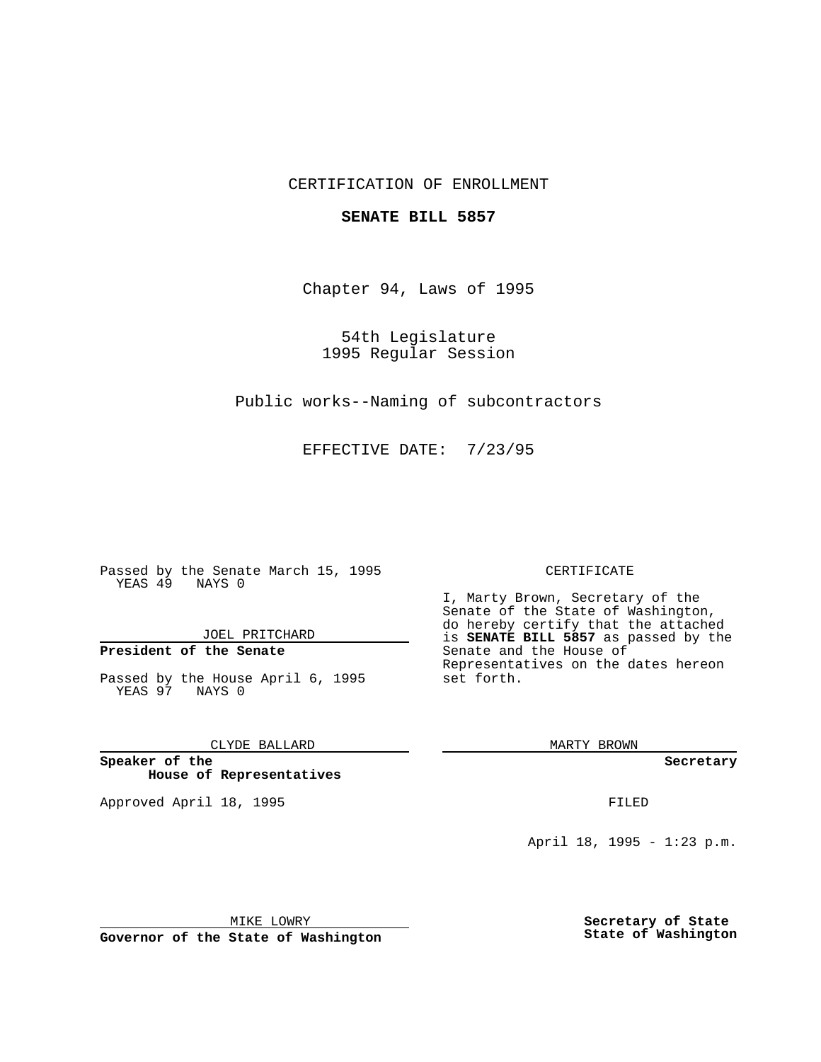CERTIFICATION OF ENROLLMENT

**SENATE BILL 5857**

Chapter 94, Laws of 1995

54th Legislature
1995 Regular Session

Public works--Naming of subcontractors

EFFECTIVE DATE: 7/23/95

Passed by the Senate March 15, 1995
YEAS 49 NAYS 0

JOEL PRITCHARD

**President of the Senate**

Passed by the House April 6, 1995
YEAS 97 NAYS 0

CLYDE BALLARD

**Speaker of the House of Representatives**

Approved April 18, 1995

MIKE LOWRY

**Governor of the State of Washington**

CERTIFICATE

I, Marty Brown, Secretary of the Senate of the State of Washington, do hereby certify that the attached is **SENATE BILL 5857** as passed by the Senate and the House of Representatives on the dates hereon set forth.

MARTY BROWN

**Secretary**

FILED

April 18, 1995 - 1:23 p.m.

**Secretary of State**
**State of Washington**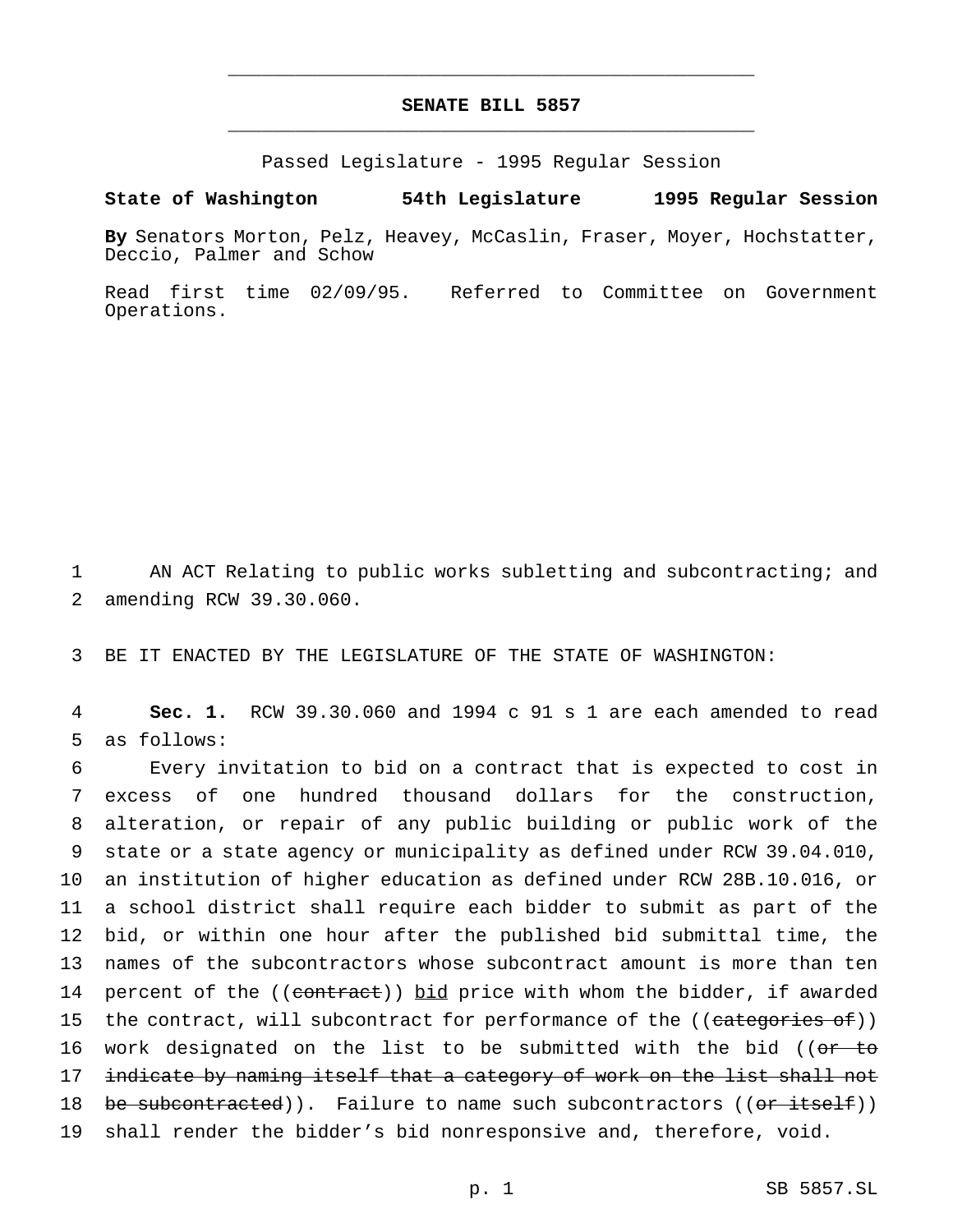# SENATE BILL 5857

Passed Legislature - 1995 Regular Session

**State of Washington 54th Legislature 1995 Regular Session**

**By** Senators Morton, Pelz, Heavey, McCaslin, Fraser, Moyer, Hochstatter, Deccio, Palmer and Schow

Read first time 02/09/95. Referred to Committee on Government Operations.

1 AN ACT Relating to public works subletting and subcontracting; and
2 amending RCW 39.30.060.

3 BE IT ENACTED BY THE LEGISLATURE OF THE STATE OF WASHINGTON:

4 **Sec. 1.** RCW 39.30.060 and 1994 c 91 s 1 are each amended to read
5 as follows:

6 Every invitation to bid on a contract that is expected to cost in
7 excess of one hundred thousand dollars for the construction,
8 alteration, or repair of any public building or public work of the
9 state or a state agency or municipality as defined under RCW 39.04.010,
10 an institution of higher education as defined under RCW 28B.10.016, or
11 a school district shall require each bidder to submit as part of the
12 bid, or within one hour after the published bid submittal time, the
13 names of the subcontractors whose subcontract amount is more than ten
14 percent of the ((~~contract~~)) <u>bid</u> price with whom the bidder, if awarded
15 the contract, will subcontract for performance of the ((~~categories of~~))
16 work designated on the list to be submitted with the bid ((~~or to~~
17 ~~indicate by naming itself that a category of work on the list shall not~~
18 ~~be subcontracted~~)). Failure to name such subcontractors ((~~or itself~~))
19 shall render the bidder's bid nonresponsive and, therefore, void.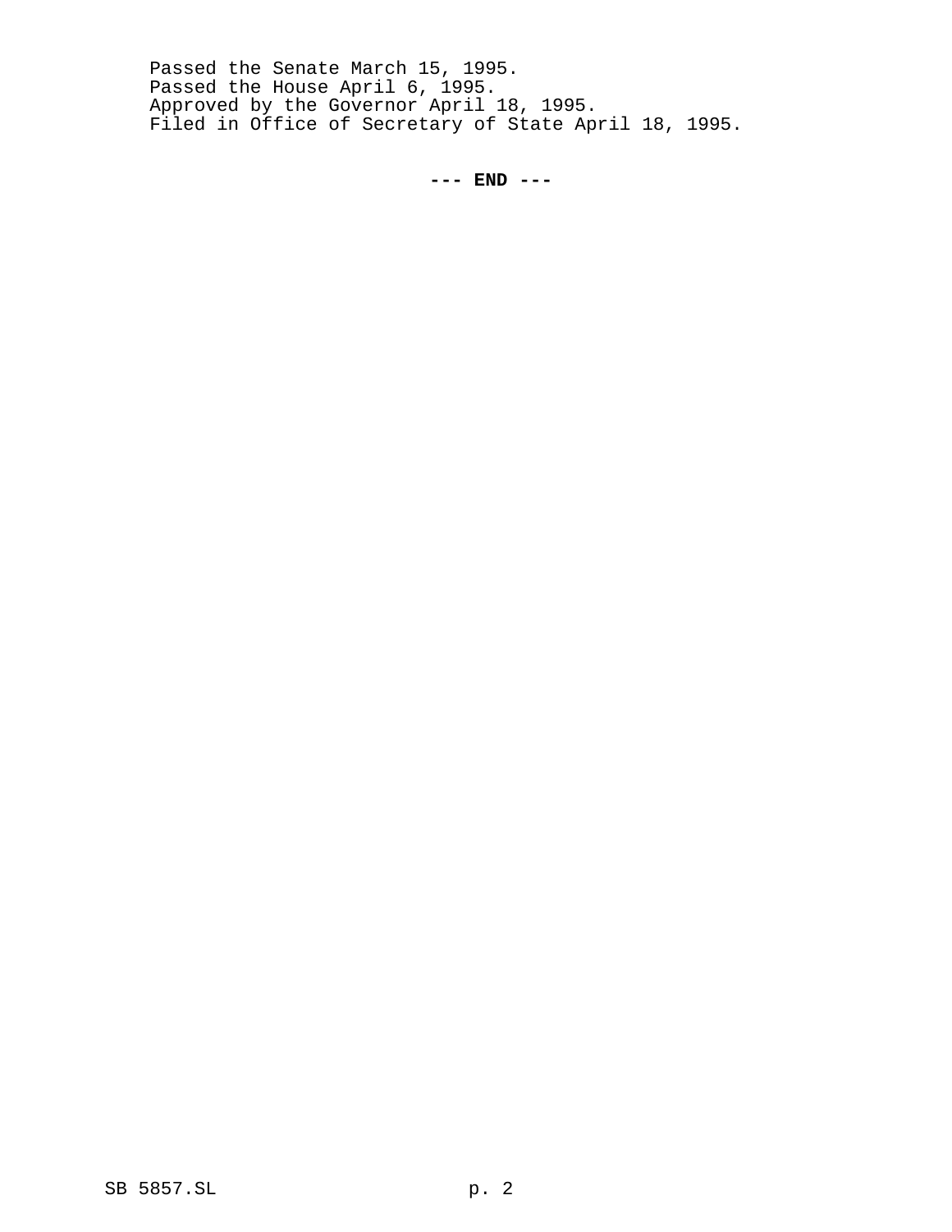Passed the Senate March 15, 1995.
Passed the House April 6, 1995.
Approved by the Governor April 18, 1995.
Filed in Office of Secretary of State April 18, 1995.

**--- END ---**